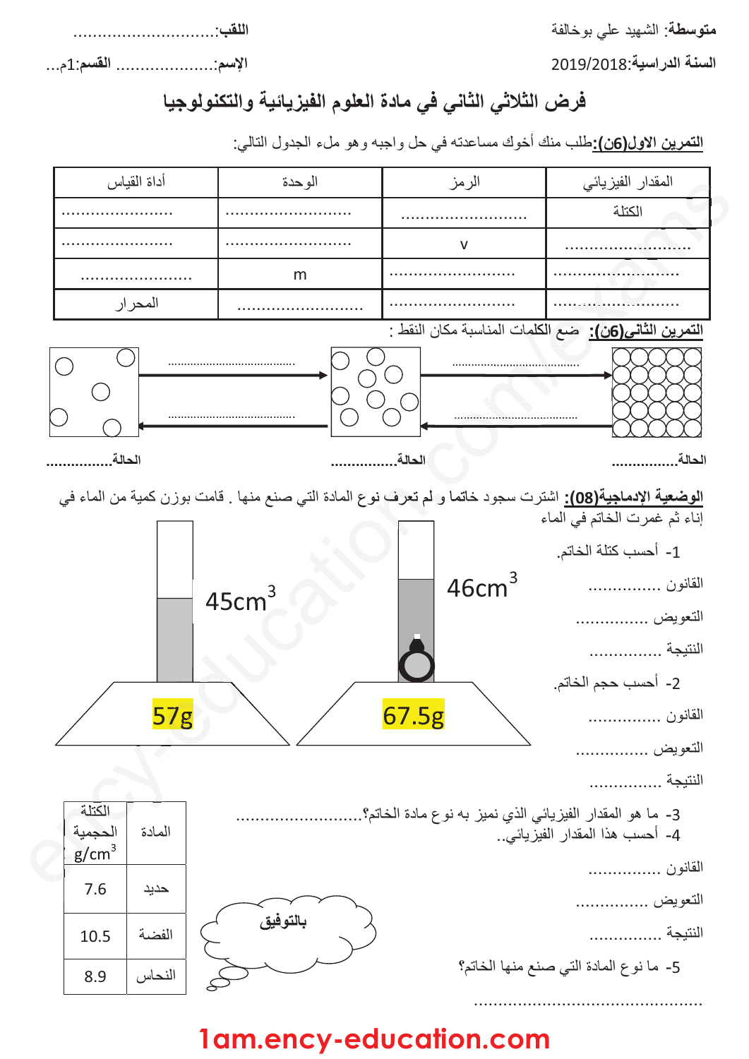**متوسطة**: الشهيد علي بوخالفة

**السنة الدراسية**:2019/2018

**اللقب**:..............................

**الإسم**:.................... **القسم**:1م...

# فرض الثلاثي الثاني في مادة العلوم الفيزيائية والتكنولوجيا

**التمرين الاول(06ن):** طلب منك أخوك مساعدته في حل واجبه وهو ملء الجدول التالي:

| المقدار الفيزيائي | الرمز | الوحدة | أداة القياس |
|---|---|---|---|
| الكتلة | .......................... | .......................... | ...................... |
| .......................... | v | .......................... | ...................... |
| .......................... | .......................... | m | ...................... |
| .......................... | .......................... | .......................... | المحرار |

**التمرين الثاني(06ن):** ضع الكلمات المناسبة مكان النقط :

..................................... ..................................... ..................................... .....................................

**الحالة**................ **الحالة**................ **الحالة**................

**الوضعية الادماجية(08ن):** اشترت سجود خاتما و لم تعرف نوع المادة التي صنع منها . قامت بوزن كمية من الماء في إناء ثم غمرت الخاتم في الماء

$45cm^3$ — 57g

$46cm^3$ — 67.5g

1- أحسب كتلة الخاتم.

القانون ...............

التعويض ...............

النتيجة ...............

2- أحسب حجم الخاتم.

القانون ...............

التعويض ...............

النتيجة ...............

3- ما هو المقدار الفيزيائي الذي نميز به نوع مادة الخاتم؟..........................

4- أحسب هذا المقدار الفيزيائي..

القانون ...............

التعويض ...............

النتيجة ...............

5- ما نوع المادة التي صنع منها الخاتم؟

...............................................

| المادة | الكتلة الحجمية $g/cm^3$ |
|---|---|
| حديد | 7.6 |
| الفضة | 10.5 |
| النحاس | 8.9 |

بالتوفيق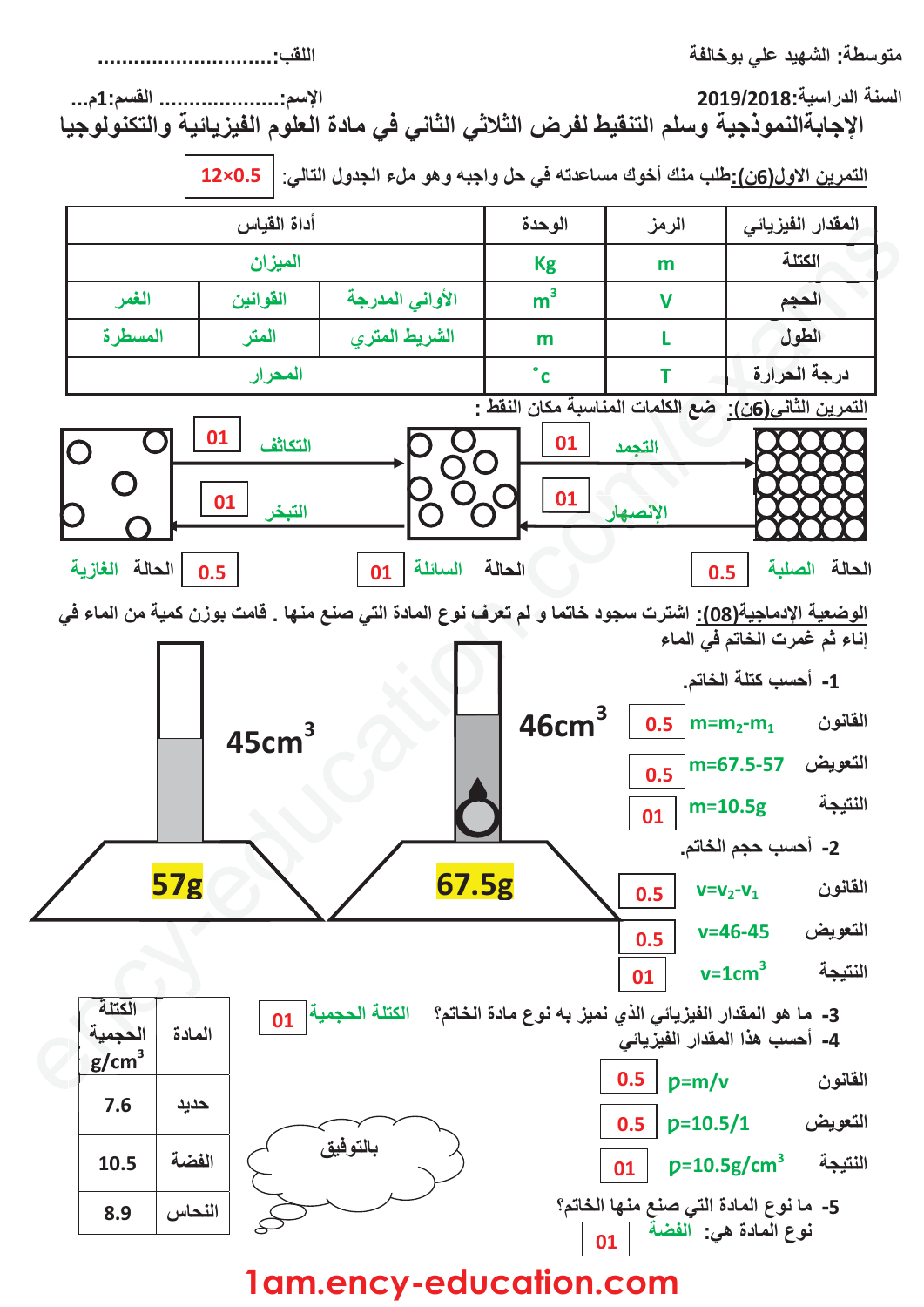متوسطة: الشهيد علي بوخالفة

اللقب:.............................

السنة الدراسية:2019/2018

الإسم:.................... القسم:1م...

# الإجابةالنموذجية وسلم التنقيط لفرض الثلاثي الثاني في مادة العلوم الفيزيائية والتكنولوجيا

**التمرين الاول(6ن):** طلب منك أخوك مساعدته في حل واجبه وهو ملء الجدول التالي: $12\times0.5$

| المقدار الفيزيائي | الرمز | الوحدة | أداة القياس | | |
|---|---|---|---|---|---|
| الكتلة | m | Kg | الميزان | | |
| الحجم | V | $m^3$ | الأواني المدرجة | القوانين | الغمر |
| الطول | L | m | الشريط المتري | المتر | المسطرة |
| درجة الحرارة | T | °c | المحرار | | |

**التمرين الثاني(6ن):** ضع الكلمات المناسبة مكان النقط :

الحالة الغازية (0.5) — التكاثف (01) → الحالة السائلة (01) — التجمد (01) → الحالة الصلبة (0.5)

الحالة الصلبة — الإنصهار (01) → الحالة السائلة — التبخر (01) → الحالة الغازية

**الوضعية الادماجية(08):** اشترت سجود خاتما و لم تعرف نوع المادة التي صنع منها . قامت بوزن كمية من الماء في إناء ثم غمرت الخاتم في الماء

45cm³ — 57g

46cm³ — 67.5g

1- أحسب كتلة الخاتم.

القانون $m=m_2-m_1$ (0.5)

التعويض $m=67.5-57$ (0.5)

النتيجة $m=10.5g$ (01)

2- أحسب حجم الخاتم.

القانون $v=v_2-v_1$ (0.5)

التعويض $v=46-45$ (0.5)

النتيجة $v=1cm^3$ (01)

3- ما هو المقدار الفيزيائي الذي نميز به نوع مادة الخاتم؟ الكتلة الحجمية (01)

4- أحسب هذا المقدار الفيزيائي

القانون $p=m/v$ (0.5)

التعويض $p=10.5/1$ (0.5)

النتيجة $p=10.5g/cm^3$ (01)

5- ما نوع المادة التي صنع منها الخاتم؟

نوع المادة هي: الفضة (01)

| المادة | الكتلة الحجمية $g/cm^3$ |
|---|---|
| حديد | 7.6 |
| الفضة | 10.5 |
| النحاس | 8.9 |

بالتوفيق

1am.ency-education.com